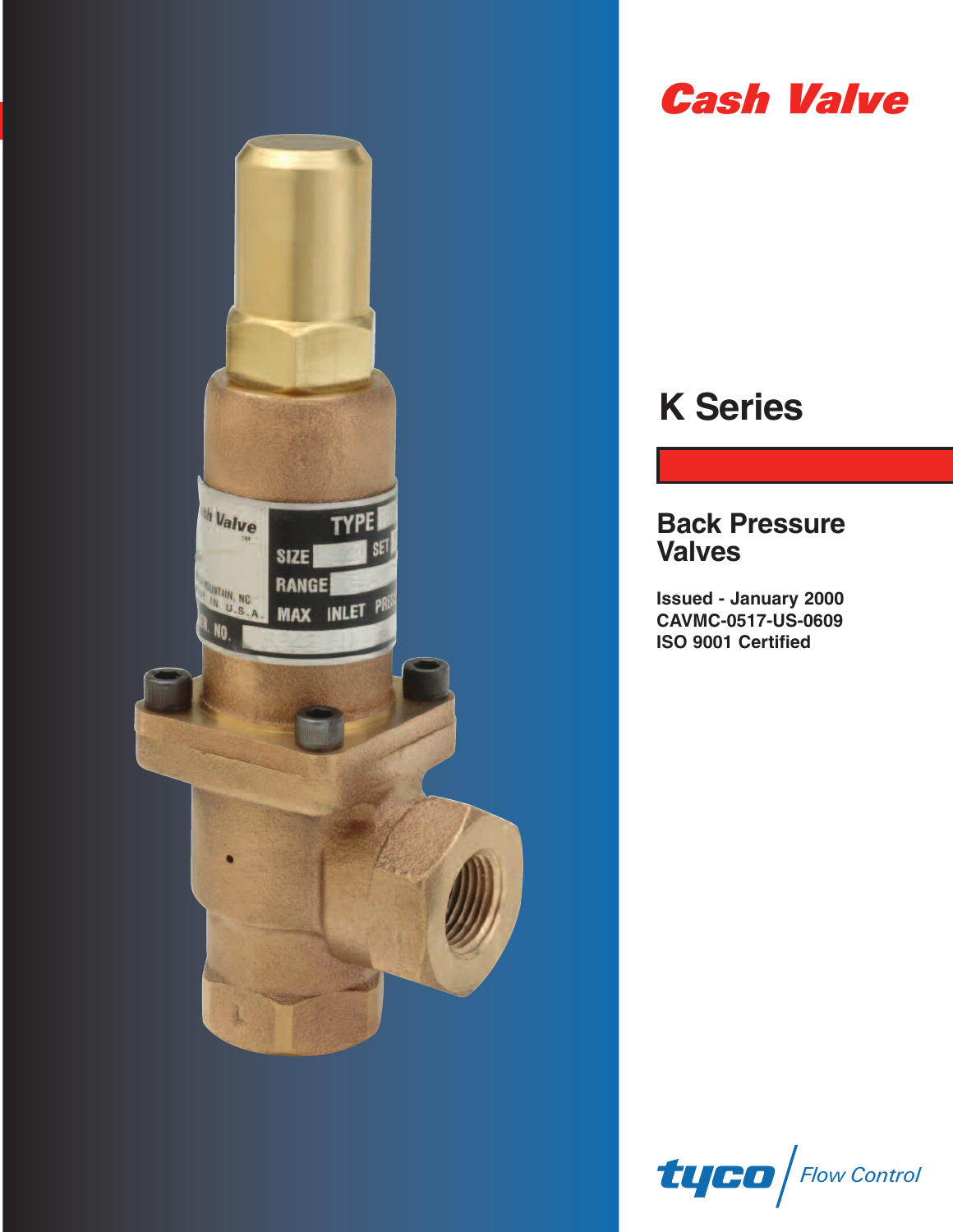# Cash Valve

## K Series

### Back Pressure Valves

**Issued - January 2000**
**CAVMC-0517-US-0609**
**ISO 9001 Certified**

tyco | Flow Control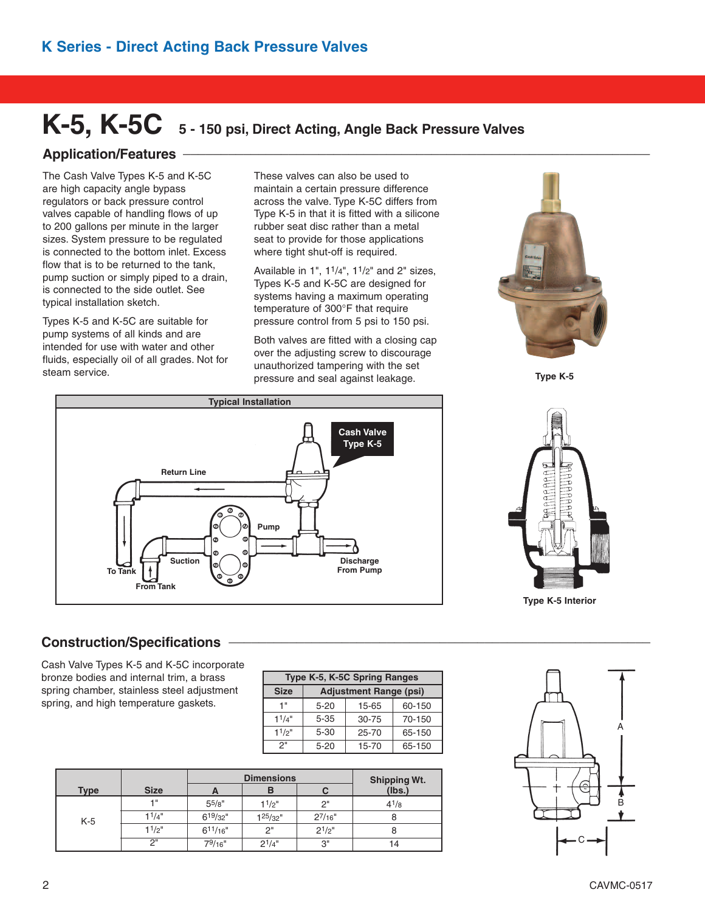## K Series - Direct Acting Back Pressure Valves

# K-5, K-5C 5 - 150 psi, Direct Acting, Angle Back Pressure Valves

## Application/Features

The Cash Valve Types K-5 and K-5C are high capacity angle bypass regulators or back pressure control valves capable of handling flows of up to 200 gallons per minute in the larger sizes. System pressure to be regulated is connected to the bottom inlet. Excess flow that is to be returned to the tank, pump suction or simply piped to a drain, is connected to the side outlet. See typical installation sketch.

Types K-5 and K-5C are suitable for pump systems of all kinds and are intended for use with water and other fluids, especially oil of all grades. Not for steam service.

These valves can also be used to maintain a certain pressure difference across the valve. Type K-5C differs from Type K-5 in that it is fitted with a silicone rubber seat disc rather than a metal seat to provide for those applications where tight shut-off is required.

Available in 1", 1-1/4", 1-1/2" and 2" sizes, Types K-5 and K-5C are designed for systems having a maximum operating temperature of 300°F that require pressure control from 5 psi to 150 psi.

Both valves are fitted with a closing cap over the adjusting screw to discourage unauthorized tampering with the set pressure and seal against leakage.

Type K-5

Typical Installation

Cash Valve Type K-5

Return Line

Pump

Suction

To Tank

From Tank

Discharge From Pump

Type K-5 Interior

## Construction/Specifications

Cash Valve Types K-5 and K-5C incorporate bronze bodies and internal trim, a brass spring chamber, stainless steel adjustment spring, and high temperature gaskets.

| Type K-5, K-5C Spring Ranges | | | |
|---|---|---|---|
| Size | Adjustment Range (psi) | | |
| 1" | 5-20 | 15-65 | 60-150 |
| 1-1/4" | 5-35 | 30-75 | 70-150 |
| 1-1/2" | 5-30 | 25-70 | 65-150 |
| 2" | 5-20 | 15-70 | 65-150 |

| Type | Size | Dimensions | | | Shipping Wt. (lbs.) |
|---|---|---|---|---|---|
| | | A | B | C | |
| K-5 | 1" | 5-5/8" | 1-1/2" | 2" | 4-1/8 |
| | 1-1/4" | 6-19/32" | 1-25/32" | 2-7/16" | 8 |
| | 1-1/2" | 6-11/16" | 2" | 2-1/2" | 8 |
| | 2" | 7-9/16" | 2-1/4" | 3" | 14 |

A

B

C

CAVMC-0517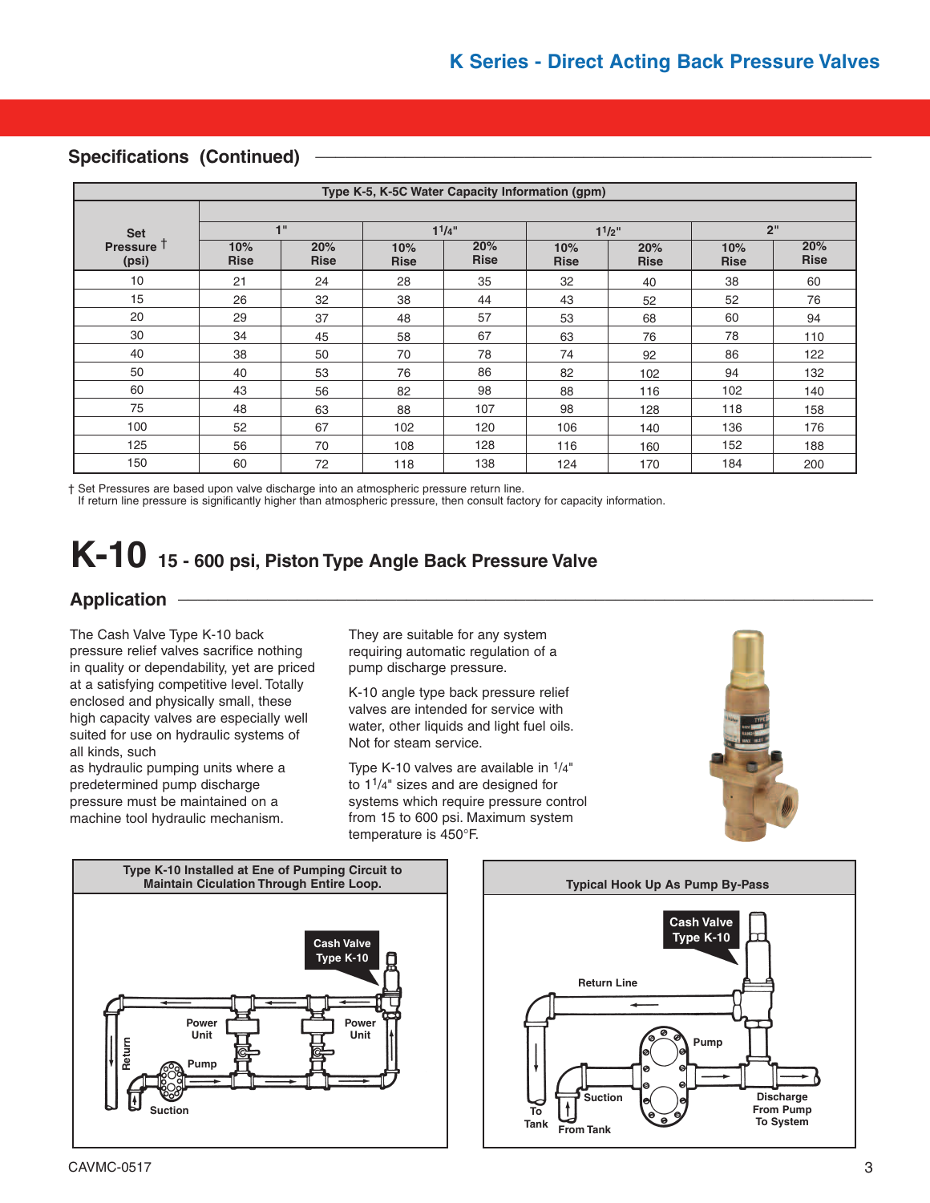## Specifications (Continued)

| Set Pressure † (psi) | 1" | | 1 1/4" | | 1 1/2" | | 2" | |
|---|---|---|---|---|---|---|---|---|
| | 10% Rise | 20% Rise | 10% Rise | 20% Rise | 10% Rise | 20% Rise | 10% Rise | 20% Rise |
| 10 | 21 | 24 | 28 | 35 | 32 | 40 | 38 | 60 |
| 15 | 26 | 32 | 38 | 44 | 43 | 52 | 52 | 76 |
| 20 | 29 | 37 | 48 | 57 | 53 | 68 | 60 | 94 |
| 30 | 34 | 45 | 58 | 67 | 63 | 76 | 78 | 110 |
| 40 | 38 | 50 | 70 | 78 | 74 | 92 | 86 | 122 |
| 50 | 40 | 53 | 76 | 86 | 82 | 102 | 94 | 132 |
| 60 | 43 | 56 | 82 | 98 | 88 | 116 | 102 | 140 |
| 75 | 48 | 63 | 88 | 107 | 98 | 128 | 118 | 158 |
| 100 | 52 | 67 | 102 | 120 | 106 | 140 | 136 | 176 |
| 125 | 56 | 70 | 108 | 128 | 116 | 160 | 152 | 188 |
| 150 | 60 | 72 | 118 | 138 | 124 | 170 | 184 | 200 |

Type K-5, K-5C Water Capacity Information (gpm)

† Set Pressures are based upon valve discharge into an atmospheric pressure return line.
If return line pressure is significantly higher than atmospheric pressure, then consult factory for capacity information.

# K-10 15 - 600 psi, Piston Type Angle Back Pressure Valve

## Application

The Cash Valve Type K-10 back pressure relief valves sacrifice nothing in quality or dependability, yet are priced at a satisfying competitive level. Totally enclosed and physically small, these high capacity valves are especially well suited for use on hydraulic systems of all kinds, such as hydraulic pumping units where a predetermined pump discharge pressure must be maintained on a machine tool hydraulic mechanism.

They are suitable for any system requiring automatic regulation of a pump discharge pressure.

K-10 angle type back pressure relief valves are intended for service with water, other liquids and light fuel oils. Not for steam service.

Type K-10 valves are available in 1/4" to 1 1/4" sizes and are designed for systems which require pressure control from 15 to 600 psi. Maximum system temperature is 450°F.

**Type K-10 Installed at Ene of Pumping Circuit to Maintain Ciculation Through Entire Loop.**

Cash Valve Type K-10 — Power Unit — Power Unit — Return — Pump — Suction

**Typical Hook Up As Pump By-Pass**

Cash Valve Type K-10 — Return Line — Pump — Suction — To Tank — From Tank — Discharge From Pump To System

CAVMC-0517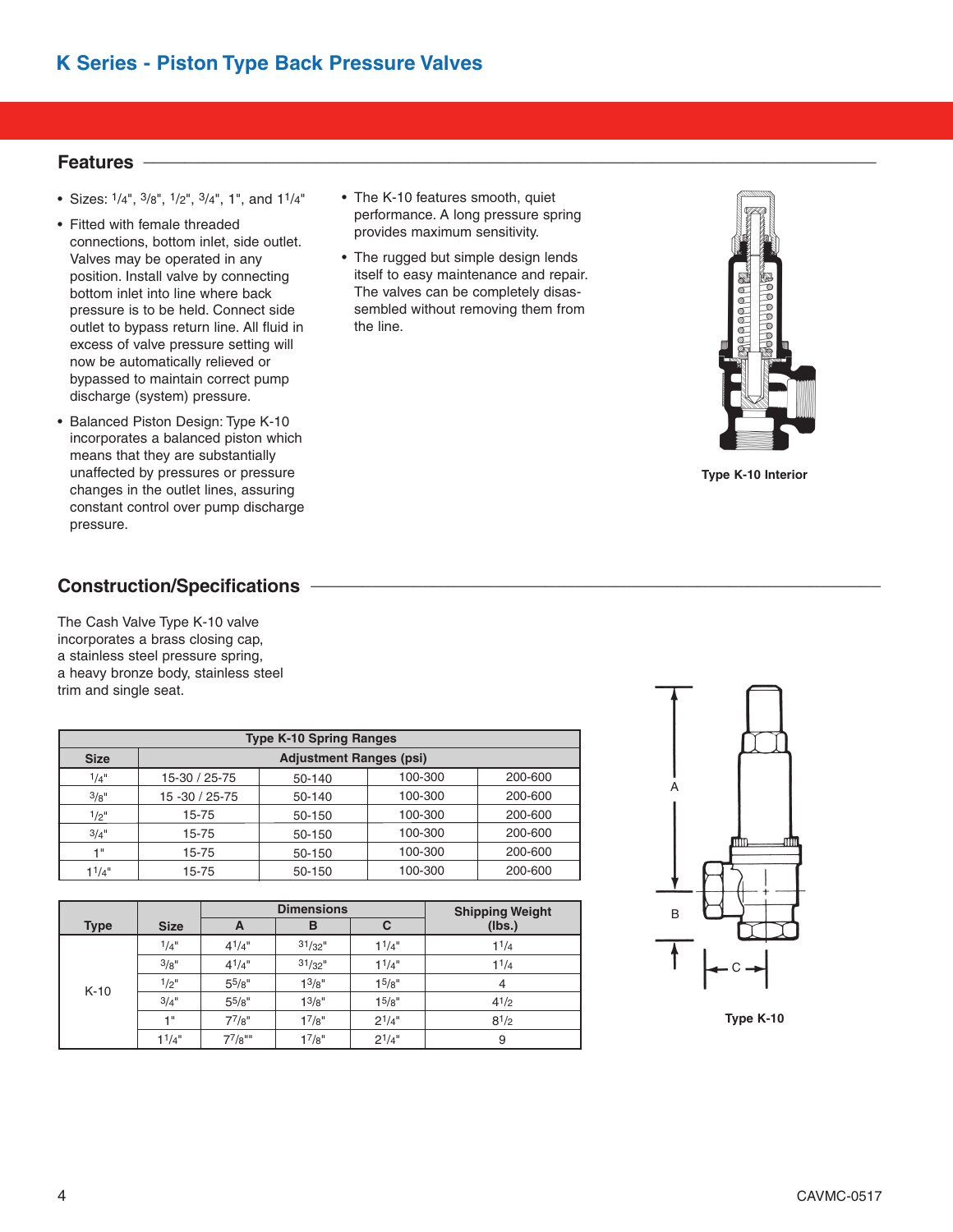# K Series - Piston Type Back Pressure Valves

## Features

- Sizes: 1/4", 3/8", 1/2", 3/4", 1", and 1 1/4"
- Fitted with female threaded connections, bottom inlet, side outlet. Valves may be operated in any position. Install valve by connecting bottom inlet into line where back pressure is to be held. Connect side outlet to bypass return line. All fluid in excess of valve pressure setting will now be automatically relieved or bypassed to maintain correct pump discharge (system) pressure.
- Balanced Piston Design: Type K-10 incorporates a balanced piston which means that they are substantially unaffected by pressures or pressure changes in the outlet lines, assuring constant control over pump discharge pressure.
- The K-10 features smooth, quiet performance. A long pressure spring provides maximum sensitivity.
- The rugged but simple design lends itself to easy maintenance and repair. The valves can be completely disassembled without removing them from the line.

**Type K-10 Interior**

## Construction/Specifications

The Cash Valve Type K-10 valve incorporates a brass closing cap, a stainless steel pressure spring, a heavy bronze body, stainless steel trim and single seat.

| Type K-10 Spring Ranges | | | | |
|---|---|---|---|---|
| **Size** | **Adjustment Ranges (psi)** | | | |
| 1/4" | 15-30 / 25-75 | 50-140 | 100-300 | 200-600 |
| 3/8" | 15 -30 / 25-75 | 50-140 | 100-300 | 200-600 |
| 1/2" | 15-75 | 50-150 | 100-300 | 200-600 |
| 3/4" | 15-75 | 50-150 | 100-300 | 200-600 |
| 1" | 15-75 | 50-150 | 100-300 | 200-600 |
| 1 1/4" | 15-75 | 50-150 | 100-300 | 200-600 |

| Type | Size | Dimensions | | | Shipping Weight (lbs.) |
|---|---|---|---|---|---|
| | | A | B | C | |
| K-10 | 1/4" | 4 1/4" | 31/32" | 1 1/4" | 1 1/4 |
| | 3/8" | 4 1/4" | 31/32" | 1 1/4" | 1 1/4 |
| | 1/2" | 5 5/8" | 1 3/8" | 1 5/8" | 4 |
| | 3/4" | 5 5/8" | 1 3/8" | 1 5/8" | 4 1/2 |
| | 1" | 7 7/8" | 1 7/8" | 2 1/4" | 8 1/2 |
| | 1 1/4" | 7 7/8"" | 1 7/8" | 2 1/4" | 9 |

**Type K-10**

CAVMC-0517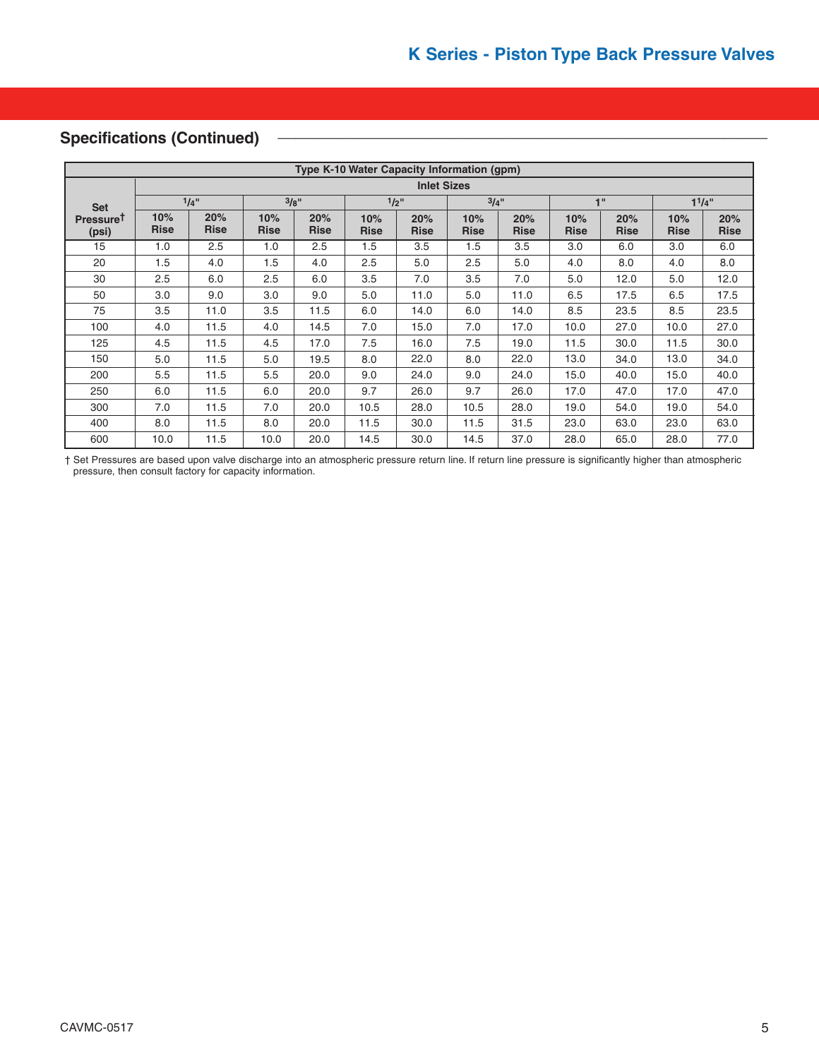## Specifications (Continued)

| Type K-10 Water Capacity Information (gpm) | | | | | | | | | | | | |
|---|---|---|---|---|---|---|---|---|---|---|---|---|
| Set Pressure† (psi) | Inlet Sizes | | | | | | | | | | | |
| | 1/4" | | 3/8" | | 1/2" | | 3/4" | | 1" | | 1 1/4" | |
| | 10% Rise | 20% Rise | 10% Rise | 20% Rise | 10% Rise | 20% Rise | 10% Rise | 20% Rise | 10% Rise | 20% Rise | 10% Rise | 20% Rise |
| 15 | 1.0 | 2.5 | 1.0 | 2.5 | 1.5 | 3.5 | 1.5 | 3.5 | 3.0 | 6.0 | 3.0 | 6.0 |
| 20 | 1.5 | 4.0 | 1.5 | 4.0 | 2.5 | 5.0 | 2.5 | 5.0 | 4.0 | 8.0 | 4.0 | 8.0 |
| 30 | 2.5 | 6.0 | 2.5 | 6.0 | 3.5 | 7.0 | 3.5 | 7.0 | 5.0 | 12.0 | 5.0 | 12.0 |
| 50 | 3.0 | 9.0 | 3.0 | 9.0 | 5.0 | 11.0 | 5.0 | 11.0 | 6.5 | 17.5 | 6.5 | 17.5 |
| 75 | 3.5 | 11.0 | 3.5 | 11.5 | 6.0 | 14.0 | 6.0 | 14.0 | 8.5 | 23.5 | 8.5 | 23.5 |
| 100 | 4.0 | 11.5 | 4.0 | 14.5 | 7.0 | 15.0 | 7.0 | 17.0 | 10.0 | 27.0 | 10.0 | 27.0 |
| 125 | 4.5 | 11.5 | 4.5 | 17.0 | 7.5 | 16.0 | 7.5 | 19.0 | 11.5 | 30.0 | 11.5 | 30.0 |
| 150 | 5.0 | 11.5 | 5.0 | 19.5 | 8.0 | 22.0 | 8.0 | 22.0 | 13.0 | 34.0 | 13.0 | 34.0 |
| 200 | 5.5 | 11.5 | 5.5 | 20.0 | 9.0 | 24.0 | 9.0 | 24.0 | 15.0 | 40.0 | 15.0 | 40.0 |
| 250 | 6.0 | 11.5 | 6.0 | 20.0 | 9.7 | 26.0 | 9.7 | 26.0 | 17.0 | 47.0 | 17.0 | 47.0 |
| 300 | 7.0 | 11.5 | 7.0 | 20.0 | 10.5 | 28.0 | 10.5 | 28.0 | 19.0 | 54.0 | 19.0 | 54.0 |
| 400 | 8.0 | 11.5 | 8.0 | 20.0 | 11.5 | 30.0 | 11.5 | 31.5 | 23.0 | 63.0 | 23.0 | 63.0 |
| 600 | 10.0 | 11.5 | 10.0 | 20.0 | 14.5 | 30.0 | 14.5 | 37.0 | 28.0 | 65.0 | 28.0 | 77.0 |

† Set Pressures are based upon valve discharge into an atmospheric pressure return line. If return line pressure is significantly higher than atmospheric pressure, then consult factory for capacity information.

CAVMC-0517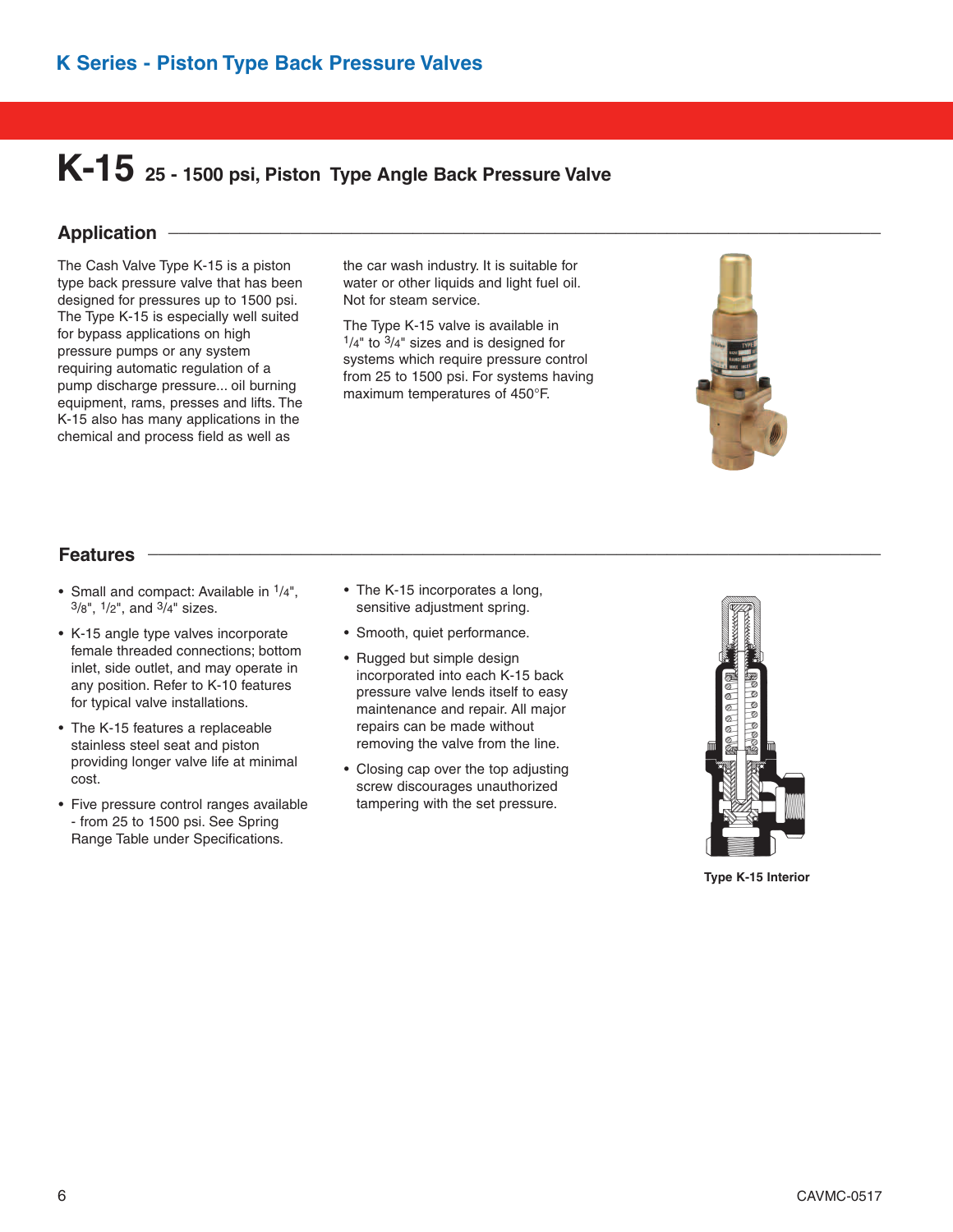## K Series - Piston Type Back Pressure Valves

# K-15 25 - 1500 psi, Piston Type Angle Back Pressure Valve

## Application

The Cash Valve Type K-15 is a piston type back pressure valve that has been designed for pressures up to 1500 psi. The Type K-15 is especially well suited for bypass applications on high pressure pumps or any system requiring automatic regulation of a pump discharge pressure... oil burning equipment, rams, presses and lifts. The K-15 also has many applications in the chemical and process field as well as the car wash industry. It is suitable for water or other liquids and light fuel oil. Not for steam service.

The Type K-15 valve is available in 1/4" to 3/4" sizes and is designed for systems which require pressure control from 25 to 1500 psi. For systems having maximum temperatures of 450°F.

## Features

- Small and compact: Available in 1/4", 3/8", 1/2", and 3/4" sizes.
- K-15 angle type valves incorporate female threaded connections; bottom inlet, side outlet, and may operate in any position. Refer to K-10 features for typical valve installations.
- The K-15 features a replaceable stainless steel seat and piston providing longer valve life at minimal cost.
- Five pressure control ranges available - from 25 to 1500 psi. See Spring Range Table under Specifications.
- The K-15 incorporates a long, sensitive adjustment spring.
- Smooth, quiet performance.
- Rugged but simple design incorporated into each K-15 back pressure valve lends itself to easy maintenance and repair. All major repairs can be made without removing the valve from the line.
- Closing cap over the top adjusting screw discourages unauthorized tampering with the set pressure.

**Type K-15 Interior**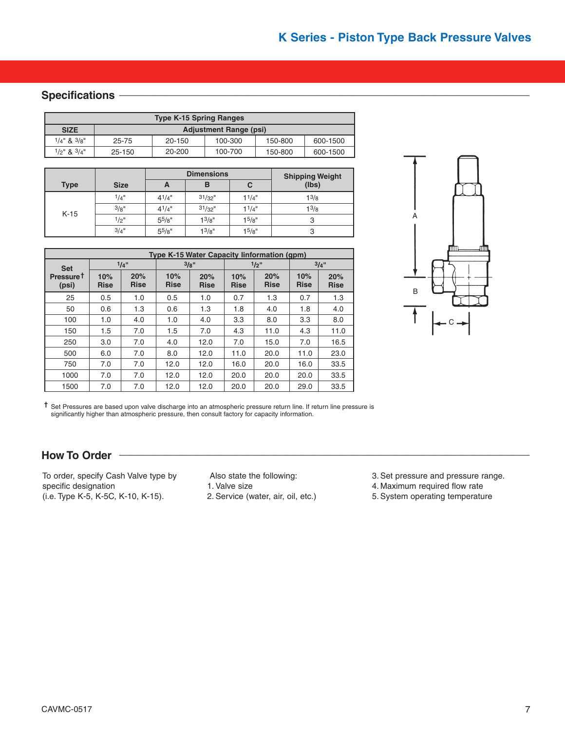## K Series - Piston Type Back Pressure Valves

## Specifications

| Type K-15 Spring Ranges | | | | | |
|---|---|---|---|---|---|
| SIZE | Adjustment Range (psi) | | | | |
| 1/4" & 3/8" | 25-75 | 20-150 | 100-300 | 150-800 | 600-1500 |
| 1/2" & 3/4" | 25-150 | 20-200 | 100-700 | 150-800 | 600-1500 |

| Type | Size | Dimensions | | | Shipping Weight (lbs) |
|---|---|---|---|---|---|
| | | A | B | C | |
| K-15 | 1/4" | 4 1/4" | 31/32" | 1 1/4" | 1 3/8 |
| | 3/8" | 4 1/4" | 31/32" | 1 1/4" | 1 3/8 |
| | 1/2" | 5 5/8" | 1 3/8" | 1 5/8" | 3 |
| | 3/4" | 5 5/8" | 1 3/8" | 1 5/8" | 3 |

| Type K-15 Water Capacity Iinformation (gpm) | | | | | | | | |
|---|---|---|---|---|---|---|---|---|
| Set Pressure† (psi) | 1/4" | | 3/8" | | 1/2" | | 3/4" | |
| | 10% Rise | 20% Rise | 10% Rise | 20% Rise | 10% Rise | 20% Rise | 10% Rise | 20% Rise |
| 25 | 0.5 | 1.0 | 0.5 | 1.0 | 0.7 | 1.3 | 0.7 | 1.3 |
| 50 | 0.6 | 1.3 | 0.6 | 1.3 | 1.8 | 4.0 | 1.8 | 4.0 |
| 100 | 1.0 | 4.0 | 1.0 | 4.0 | 3.3 | 8.0 | 3.3 | 8.0 |
| 150 | 1.5 | 7.0 | 1.5 | 7.0 | 4.3 | 11.0 | 4.3 | 11.0 |
| 250 | 3.0 | 7.0 | 4.0 | 12.0 | 7.0 | 15.0 | 7.0 | 16.5 |
| 500 | 6.0 | 7.0 | 8.0 | 12.0 | 11.0 | 20.0 | 11.0 | 23.0 |
| 750 | 7.0 | 7.0 | 12.0 | 12.0 | 16.0 | 20.0 | 16.0 | 33.5 |
| 1000 | 7.0 | 7.0 | 12.0 | 12.0 | 20.0 | 20.0 | 20.0 | 33.5 |
| 1500 | 7.0 | 7.0 | 12.0 | 12.0 | 20.0 | 20.0 | 29.0 | 33.5 |

† Set Pressures are based upon valve discharge into an atmospheric pressure return line. If return line pressure is significantly higher than atmospheric pressure, then consult factory for capacity information.

A

B

C

## How To Order

To order, specify Cash Valve type by specific designation (i.e. Type K-5, K-5C, K-10, K-15).

Also state the following:
1. Valve size
2. Service (water, air, oil, etc.)
3. Set pressure and pressure range.
4. Maximum required flow rate
5. System operating temperature

CAVMC-0517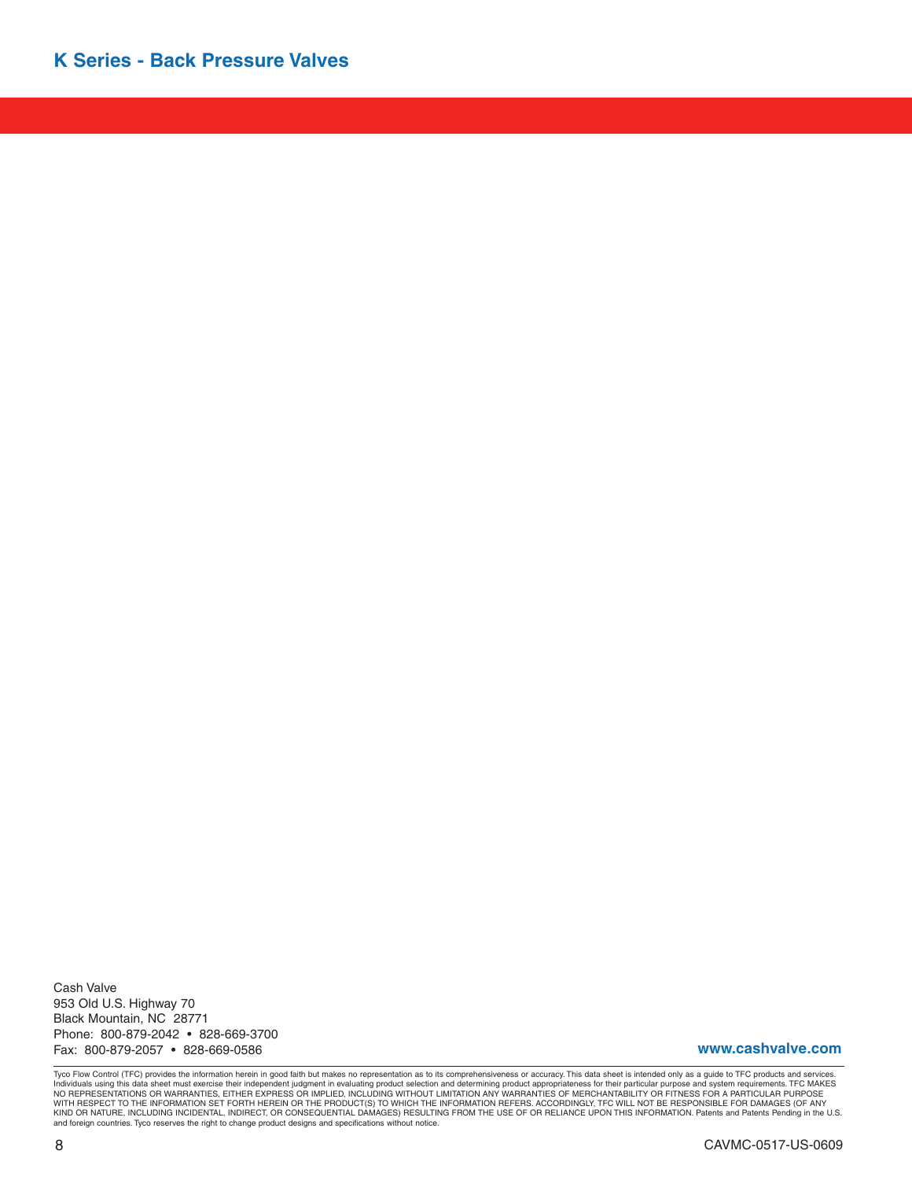Cash Valve
953 Old U.S. Highway 70
Black Mountain, NC 28771
Phone: 800-879-2042 • 828-669-3700
Fax: 800-879-2057 • 828-669-0586

**www.cashvalve.com**

Tyco Flow Control (TFC) provides the information herein in good faith but makes no representation as to its comprehensiveness or accuracy. This data sheet is intended only as a guide to TFC products and services. Individuals using this data sheet must exercise their independent judgment in evaluating product selection and determining product appropriateness for their particular purpose and system requirements. TFC MAKES NO REPRESENTATIONS OR WARRANTIES, EITHER EXPRESS OR IMPLIED, INCLUDING WITHOUT LIMITATION ANY WARRANTIES OF MERCHANTABILITY OR FITNESS FOR A PARTICULAR PURPOSE WITH RESPECT TO THE INFORMATION SET FORTH HEREIN OR THE PRODUCT(S) TO WHICH THE INFORMATION REFERS. ACCORDINGLY, TFC WILL NOT BE RESPONSIBLE FOR DAMAGES (OF ANY KIND OR NATURE, INCLUDING INCIDENTAL, INDIRECT, OR CONSEQUENTIAL DAMAGES) RESULTING FROM THE USE OF OR RELIANCE UPON THIS INFORMATION. Patents and Patents Pending in the U.S. and foreign countries. Tyco reserves the right to change product designs and specifications without notice.

CAVMC-0517-US-0609